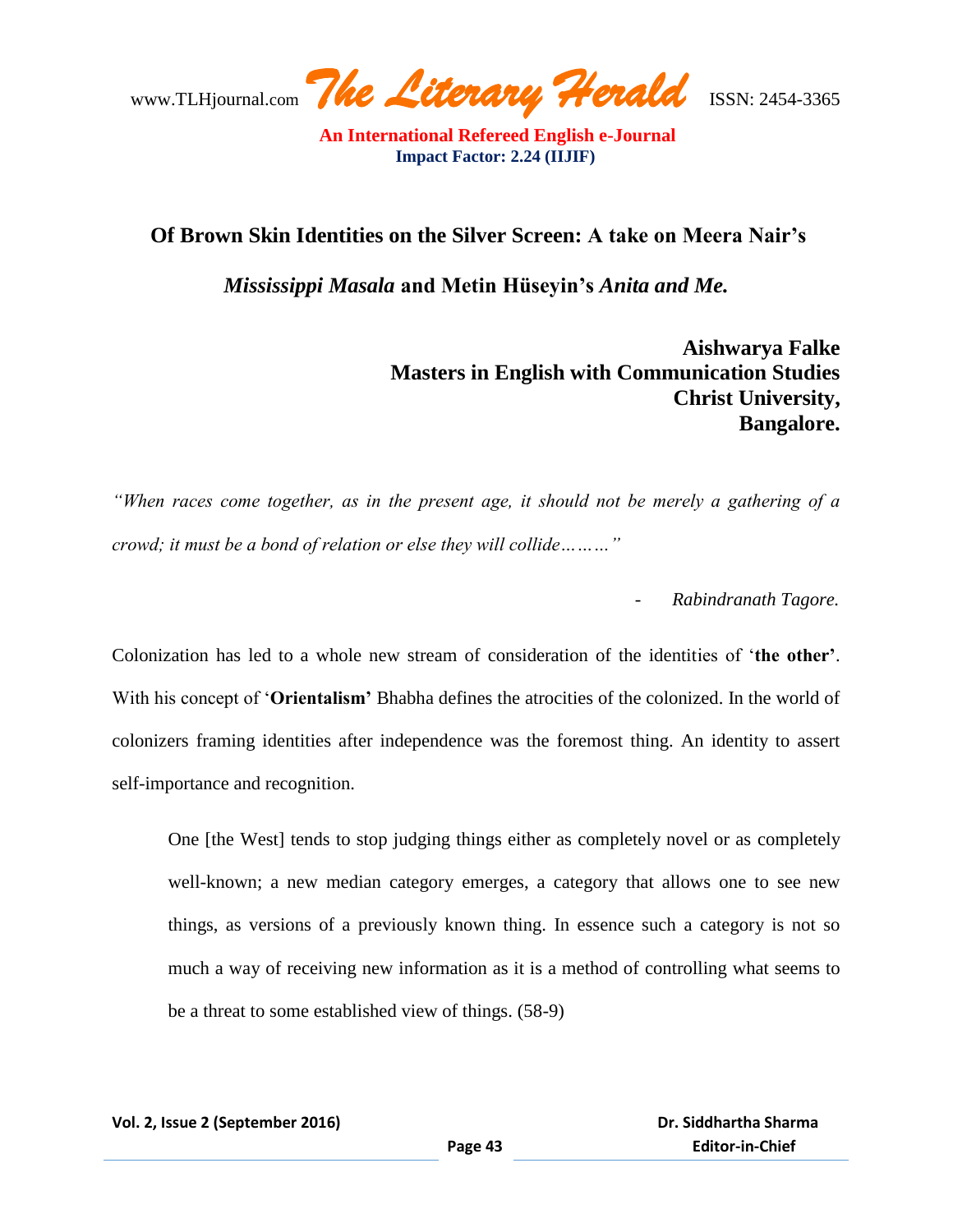# Of Brown Skin Identities on the Silver Screen: A take on Meera Nair's *Mississippi Masala* and Metin Hüseyin's *Anita and Me.*

**Aishwarya Falke**
**Masters in English with Communication Studies**
**Christ University,**
**Bangalore.**

*"When races come together, as in the present age, it should not be merely a gathering of a crowd; it must be a bond of relation or else they will collide………"*

- *Rabindranath Tagore.*

Colonization has led to a whole new stream of consideration of the identities of '**the other'**. With his concept of '**Orientalism'** Bhabha defines the atrocities of the colonized. In the world of colonizers framing identities after independence was the foremost thing. An identity to assert self-importance and recognition.

> One [the West] tends to stop judging things either as completely novel or as completely well-known; a new median category emerges, a category that allows one to see new things, as versions of a previously known thing. In essence such a category is not so much a way of receiving new information as it is a method of controlling what seems to be a threat to some established view of things. (58-9)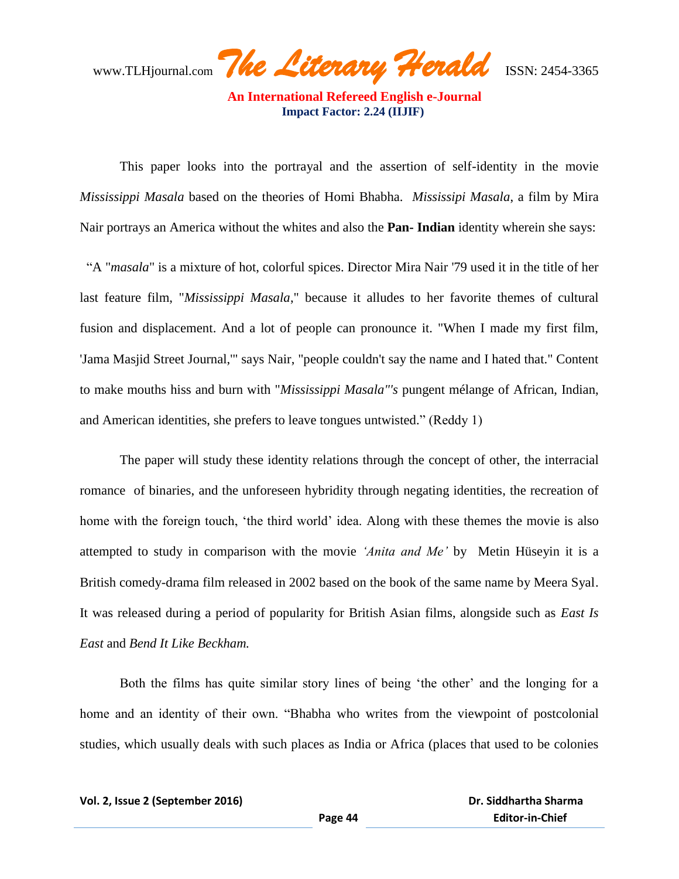This paper looks into the portrayal and the assertion of self-identity in the movie *Mississippi Masala* based on the theories of Homi Bhabha. *Mississipi Masala*, a film by Mira Nair portrays an America without the whites and also the **Pan- Indian** identity wherein she says:

"A "*masala*" is a mixture of hot, colorful spices. Director Mira Nair '79 used it in the title of her last feature film, "*Mississippi Masala*," because it alludes to her favorite themes of cultural fusion and displacement. And a lot of people can pronounce it. "When I made my first film, 'Jama Masjid Street Journal,'" says Nair, "people couldn't say the name and I hated that." Content to make mouths hiss and burn with "*Mississippi Masala"'s* pungent mélange of African, Indian, and American identities, she prefers to leave tongues untwisted." (Reddy 1)

The paper will study these identity relations through the concept of other, the interracial romance of binaries, and the unforeseen hybridity through negating identities, the recreation of home with the foreign touch, 'the third world' idea. Along with these themes the movie is also attempted to study in comparison with the movie *'Anita and Me'* by Metin Hüseyin it is a British comedy-drama film released in 2002 based on the book of the same name by Meera Syal. It was released during a period of popularity for British Asian films, alongside such as *East Is East* and *Bend It Like Beckham.*

Both the films has quite similar story lines of being 'the other' and the longing for a home and an identity of their own. "Bhabha who writes from the viewpoint of postcolonial studies, which usually deals with such places as India or Africa (places that used to be colonies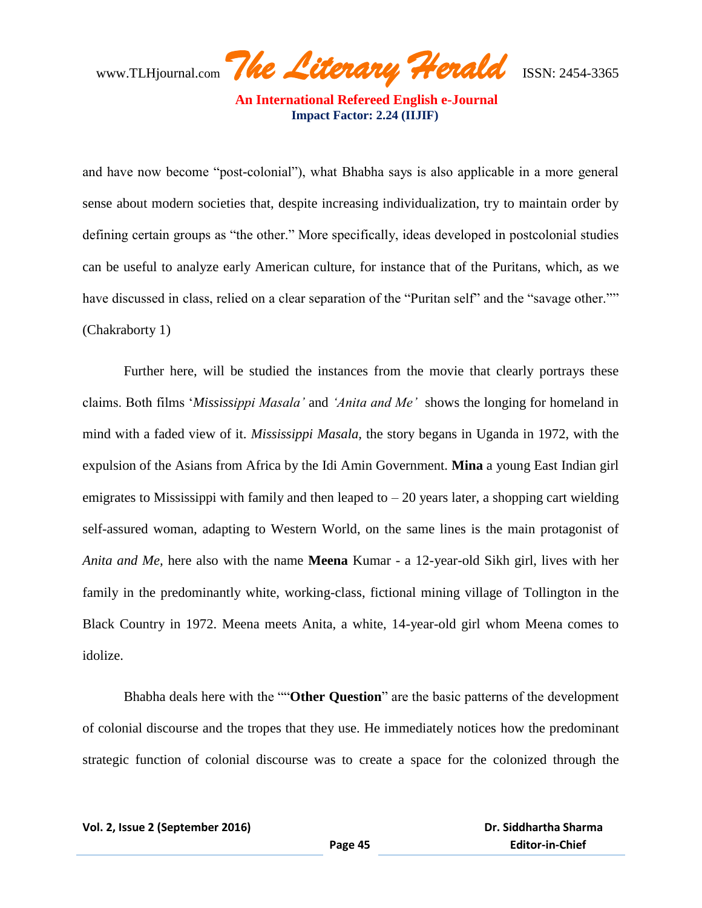and have now become “post-colonial”), what Bhabha says is also applicable in a more general sense about modern societies that, despite increasing individualization, try to maintain order by defining certain groups as “the other.” More specifically, ideas developed in postcolonial studies can be useful to analyze early American culture, for instance that of the Puritans, which, as we have discussed in class, relied on a clear separation of the “Puritan self” and the “savage other.”” (Chakraborty 1)

Further here, will be studied the instances from the movie that clearly portrays these claims. Both films ‘*Mississippi Masala’* and *‘Anita and Me’* shows the longing for homeland in mind with a faded view of it. *Mississippi Masala,* the story begans in Uganda in 1972, with the expulsion of the Asians from Africa by the Idi Amin Government. **Mina** a young East Indian girl emigrates to Mississippi with family and then leaped to – 20 years later, a shopping cart wielding self-assured woman, adapting to Western World, on the same lines is the main protagonist of *Anita and Me,* here also with the name **Meena** Kumar - a 12-year-old Sikh girl, lives with her family in the predominantly white, working-class, fictional mining village of Tollington in the Black Country in 1972. Meena meets Anita, a white, 14-year-old girl whom Meena comes to idolize.

Bhabha deals here with the ““**Other Question**” are the basic patterns of the development of colonial discourse and the tropes that they use. He immediately notices how the predominant strategic function of colonial discourse was to create a space for the colonized through the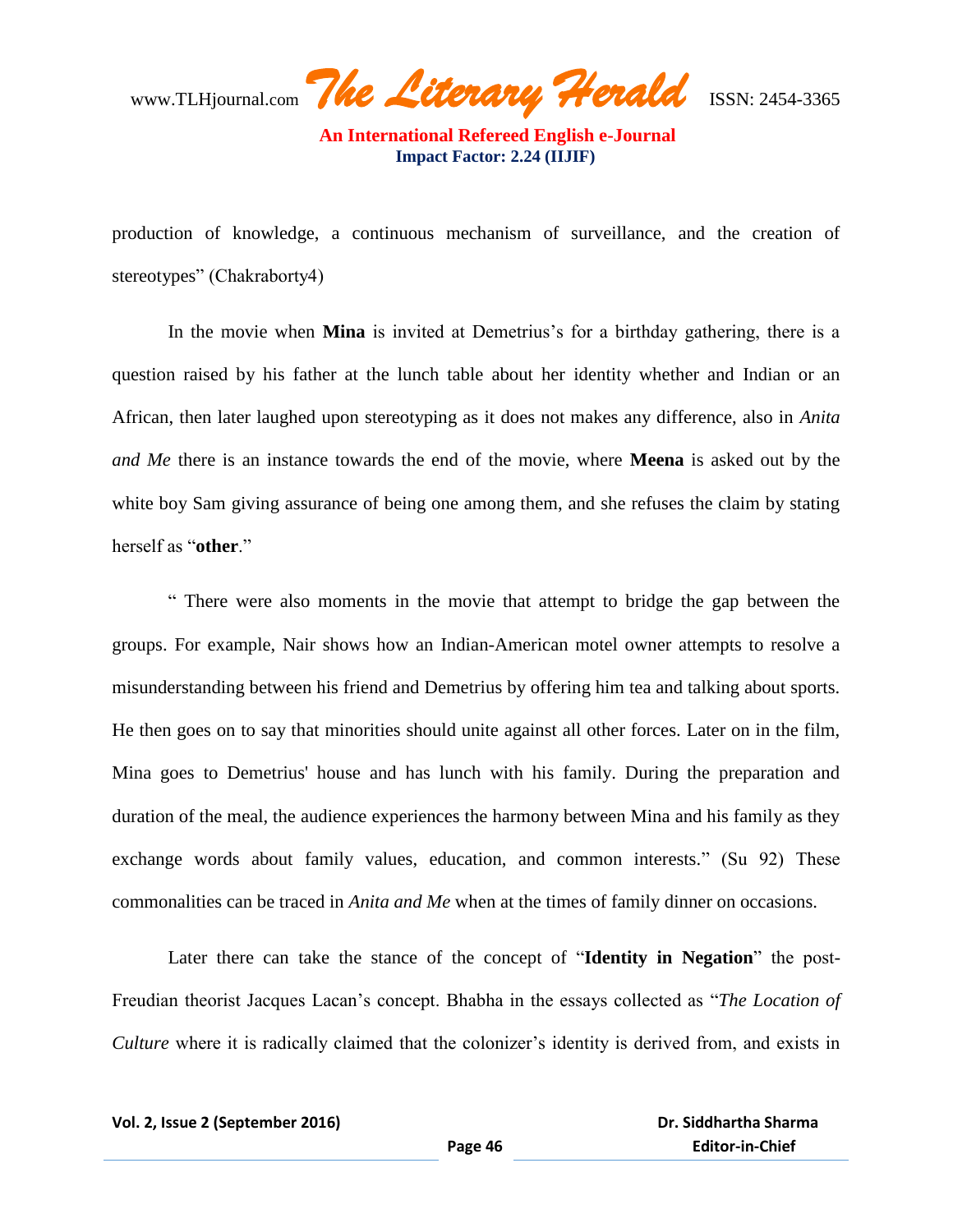production of knowledge, a continuous mechanism of surveillance, and the creation of stereotypes" (Chakraborty4)

In the movie when **Mina** is invited at Demetrius's for a birthday gathering, there is a question raised by his father at the lunch table about her identity whether and Indian or an African, then later laughed upon stereotyping as it does not makes any difference, also in *Anita and Me* there is an instance towards the end of the movie, where **Meena** is asked out by the white boy Sam giving assurance of being one among them, and she refuses the claim by stating herself as "**other**."

" There were also moments in the movie that attempt to bridge the gap between the groups. For example, Nair shows how an Indian-American motel owner attempts to resolve a misunderstanding between his friend and Demetrius by offering him tea and talking about sports. He then goes on to say that minorities should unite against all other forces. Later on in the film, Mina goes to Demetrius' house and has lunch with his family. During the preparation and duration of the meal, the audience experiences the harmony between Mina and his family as they exchange words about family values, education, and common interests." (Su 92) These commonalities can be traced in *Anita and Me* when at the times of family dinner on occasions.

Later there can take the stance of the concept of "**Identity in Negation**" the post-Freudian theorist Jacques Lacan's concept. Bhabha in the essays collected as "*The Location of Culture* where it is radically claimed that the colonizer's identity is derived from, and exists in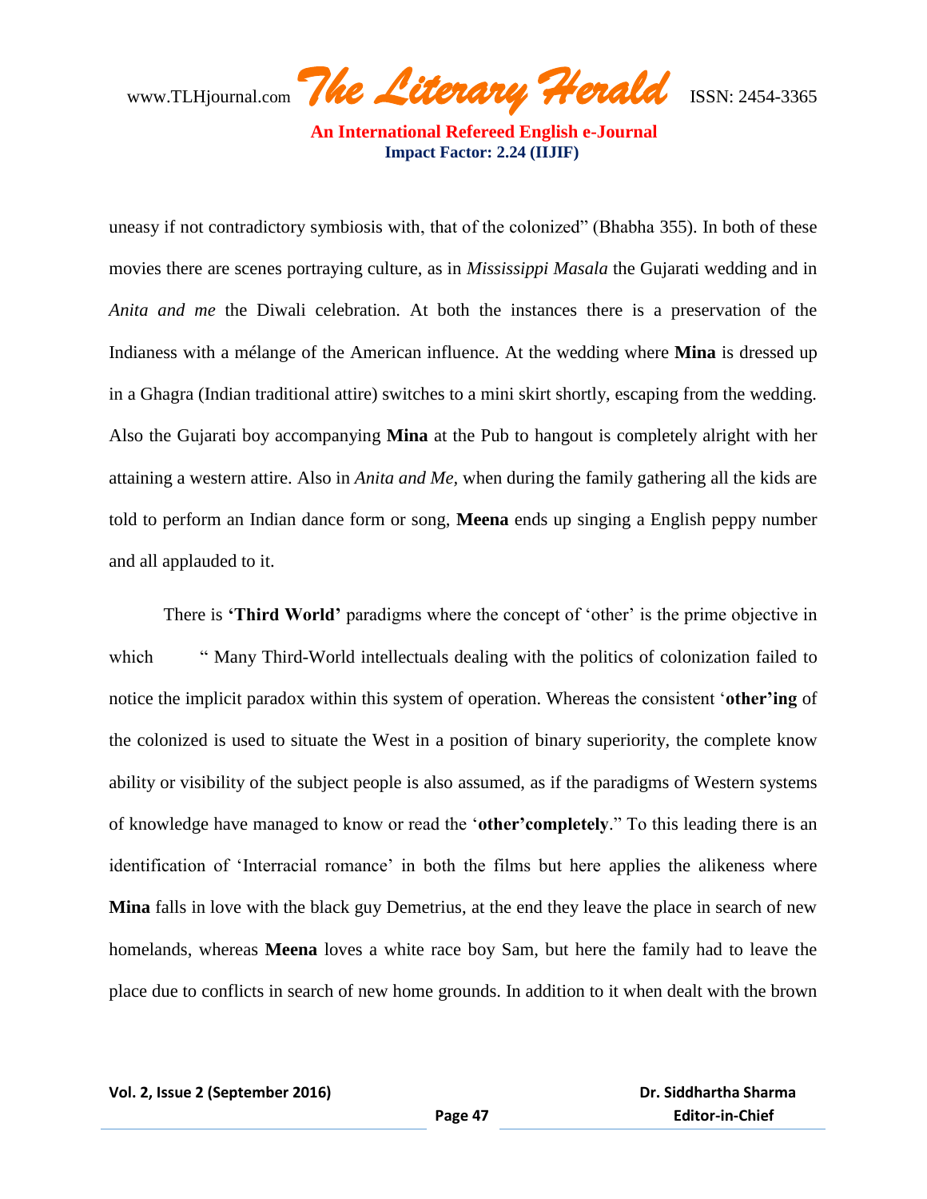uneasy if not contradictory symbiosis with, that of the colonized" (Bhabha 355). In both of these movies there are scenes portraying culture, as in *Mississippi Masala* the Gujarati wedding and in *Anita and me* the Diwali celebration. At both the instances there is a preservation of the Indianess with a mélange of the American influence. At the wedding where **Mina** is dressed up in a Ghagra (Indian traditional attire) switches to a mini skirt shortly, escaping from the wedding. Also the Gujarati boy accompanying **Mina** at the Pub to hangout is completely alright with her attaining a western attire. Also in *Anita and Me,* when during the family gathering all the kids are told to perform an Indian dance form or song, **Meena** ends up singing a English peppy number and all applauded to it.

There is **'Third World'** paradigms where the concept of 'other' is the prime objective in which " Many Third-World intellectuals dealing with the politics of colonization failed to notice the implicit paradox within this system of operation. Whereas the consistent '**other'ing** of the colonized is used to situate the West in a position of binary superiority, the complete know ability or visibility of the subject people is also assumed, as if the paradigms of Western systems of knowledge have managed to know or read the '**other'completely**." To this leading there is an identification of 'Interracial romance' in both the films but here applies the alikeness where **Mina** falls in love with the black guy Demetrius, at the end they leave the place in search of new homelands, whereas **Meena** loves a white race boy Sam, but here the family had to leave the place due to conflicts in search of new home grounds. In addition to it when dealt with the brown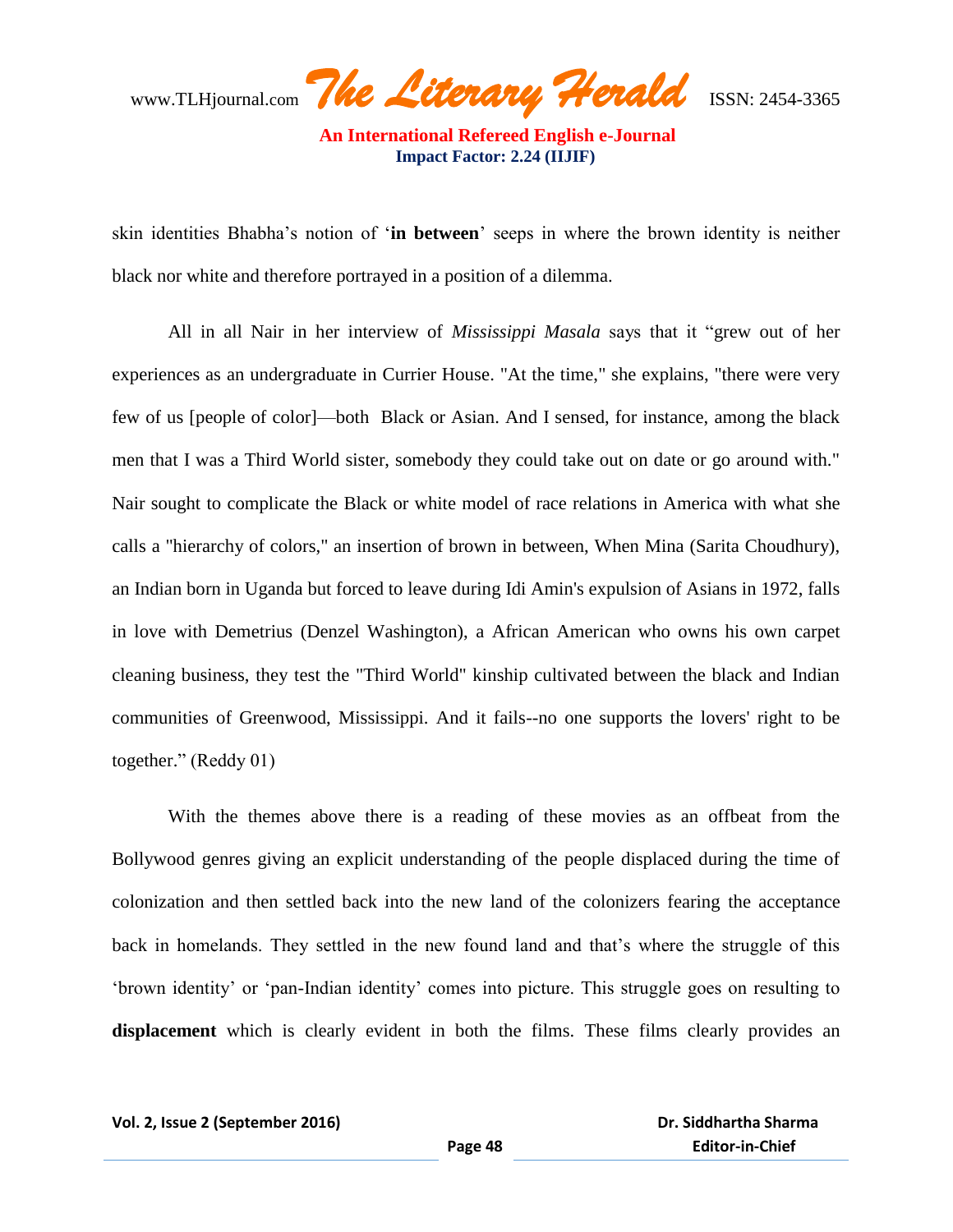skin identities Bhabha's notion of '**in between**' seeps in where the brown identity is neither black nor white and therefore portrayed in a position of a dilemma.

All in all Nair in her interview of *Mississippi Masala* says that it "grew out of her experiences as an undergraduate in Currier House. "At the time," she explains, "there were very few of us [people of color]—both Black or Asian. And I sensed, for instance, among the black men that I was a Third World sister, somebody they could take out on date or go around with." Nair sought to complicate the Black or white model of race relations in America with what she calls a "hierarchy of colors," an insertion of brown in between, When Mina (Sarita Choudhury), an Indian born in Uganda but forced to leave during Idi Amin's expulsion of Asians in 1972, falls in love with Demetrius (Denzel Washington), a African American who owns his own carpet cleaning business, they test the "Third World" kinship cultivated between the black and Indian communities of Greenwood, Mississippi. And it fails--no one supports the lovers' right to be together." (Reddy 01)

With the themes above there is a reading of these movies as an offbeat from the Bollywood genres giving an explicit understanding of the people displaced during the time of colonization and then settled back into the new land of the colonizers fearing the acceptance back in homelands. They settled in the new found land and that's where the struggle of this 'brown identity' or 'pan-Indian identity' comes into picture. This struggle goes on resulting to **displacement** which is clearly evident in both the films. These films clearly provides an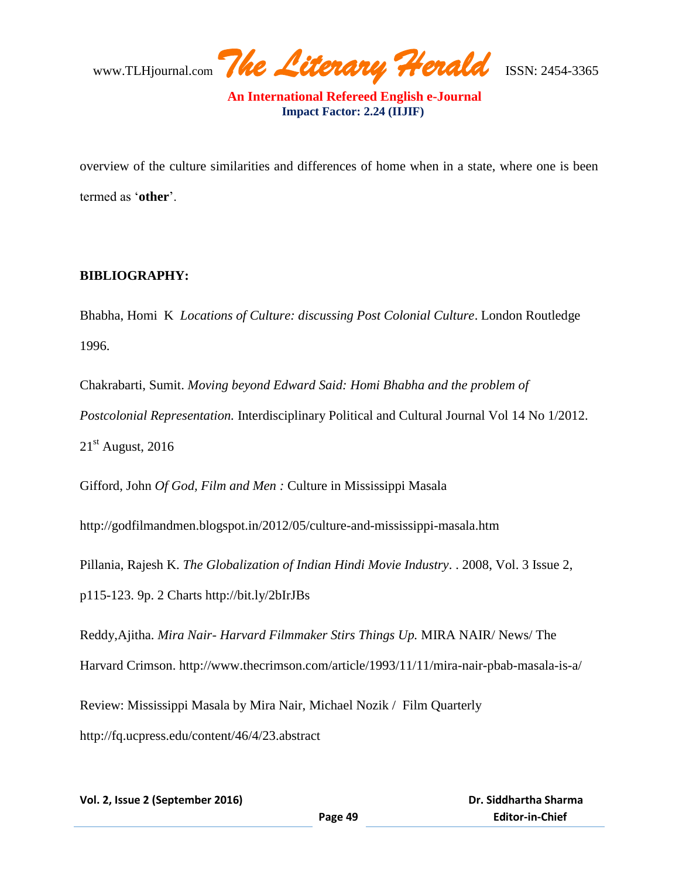overview of the culture similarities and differences of home when in a state, where one is been termed as '**other**'.

**BIBLIOGRAPHY:**

Bhabha, Homi K *Locations of Culture: discussing Post Colonial Culture*. London Routledge 1996.

Chakrabarti, Sumit. *Moving beyond Edward Said: Homi Bhabha and the problem of Postcolonial Representation.* Interdisciplinary Political and Cultural Journal Vol 14 No 1/2012. 21st August, 2016

Gifford, John *Of God, Film and Men :* Culture in Mississippi Masala

http://godfilmandmen.blogspot.in/2012/05/culture-and-mississippi-masala.htm

Pillania, Rajesh K. *The Globalization of Indian Hindi Movie Industry*. . 2008, Vol. 3 Issue 2, p115-123. 9p. 2 Charts http://bit.ly/2bIrJBs

Reddy,Ajitha. *Mira Nair- Harvard Filmmaker Stirs Things Up.* MIRA NAIR/ News/ The Harvard Crimson. http://www.thecrimson.com/article/1993/11/11/mira-nair-pbab-masala-is-a/

Review: Mississippi Masala by Mira Nair, Michael Nozik / Film Quarterly

http://fq.ucpress.edu/content/46/4/23.abstract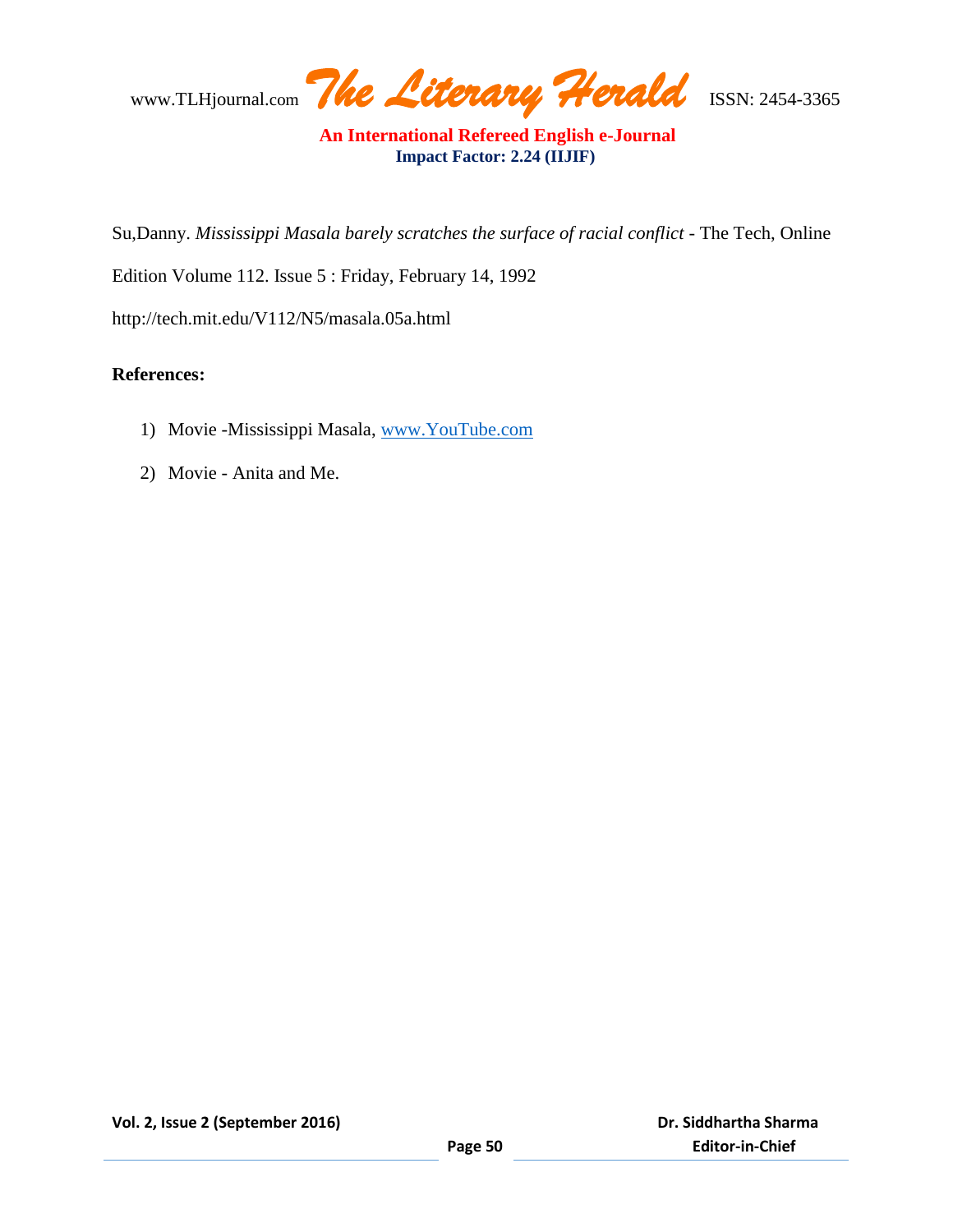Su,Danny. *Mississippi Masala barely scratches the surface of racial conflict* - The Tech, Online Edition Volume 112. Issue 5 : Friday, February 14, 1992

http://tech.mit.edu/V112/N5/masala.05a.html

**References:**

1) Movie -Mississippi Masala, www.YouTube.com
2) Movie - Anita and Me.